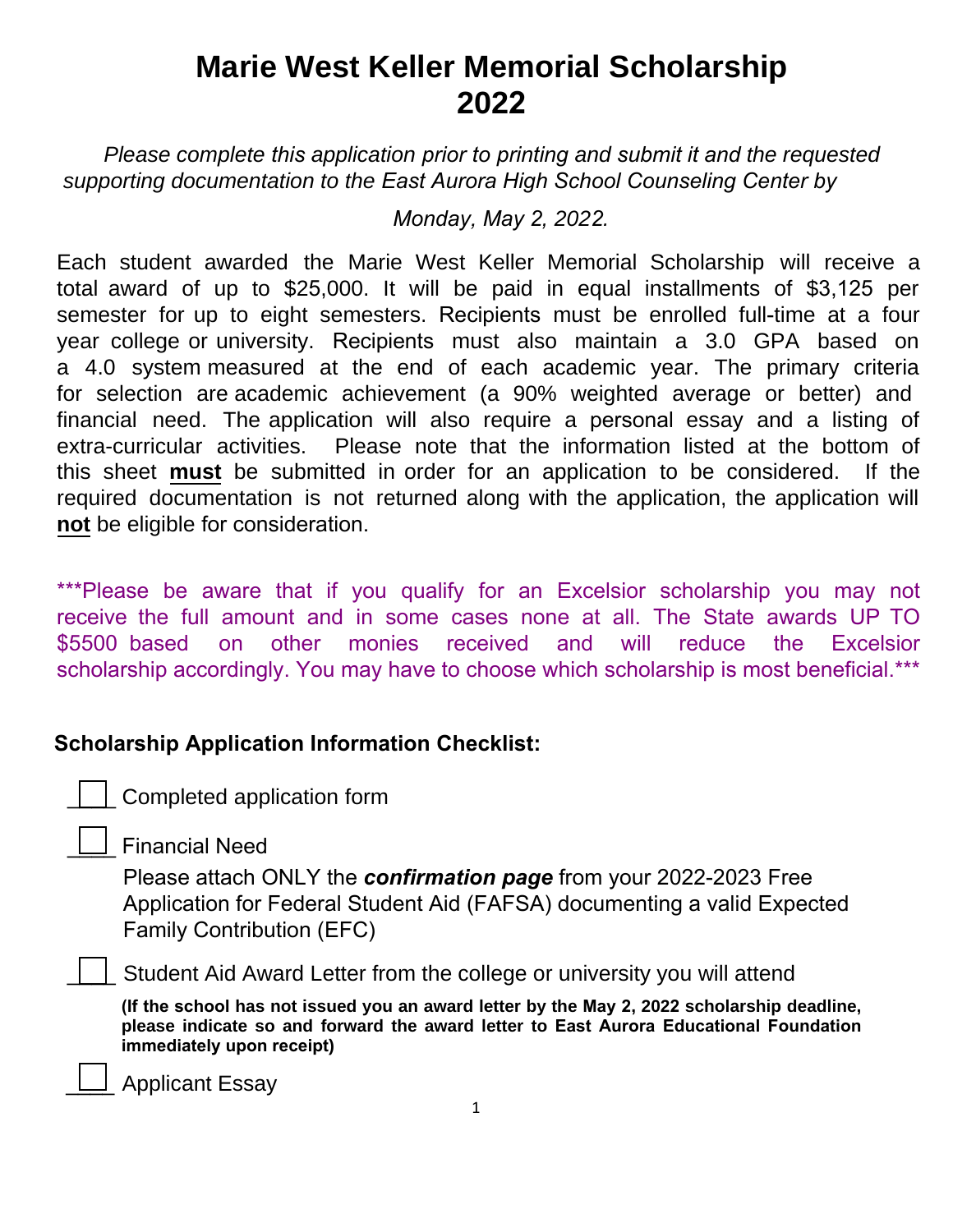# Marie West Keller Memorial Scholarship 2022

*Please complete this application prior to printing and submit it and the requested supporting documentation to the East Aurora High School Counseling Center by*

*Monday, May 2, 2022.*

Each student awarded the Marie West Keller Memorial Scholarship will receive a total award of up to $25,000. It will be paid in equal installments of $3,125 per semester for up to eight semesters. Recipients must be enrolled full-time at a four year college or university. Recipients must also maintain a 3.0 GPA based on a 4.0 system measured at the end of each academic year. The primary criteria for selection are academic achievement (a 90% weighted average or better) and financial need. The application will also require a personal essay and a listing of extra-curricular activities. Please note that the information listed at the bottom of this sheet **must** be submitted in order for an application to be considered. If the required documentation is not returned along with the application, the application will **not** be eligible for consideration.

***Please be aware that if you qualify for an Excelsior scholarship you may not receive the full amount and in some cases none at all. The State awards UP TO $5500 based on other monies received and will reduce the Excelsior scholarship accordingly. You may have to choose which scholarship is most beneficial.***

**Scholarship Application Information Checklist:**

- ☐ Completed application form
- ☐ Financial Need

  Please attach ONLY the ***confirmation page*** from your 2022-2023 Free Application for Federal Student Aid (FAFSA) documenting a valid Expected Family Contribution (EFC)
- ☐ Student Aid Award Letter from the college or university you will attend

  **(If the school has not issued you an award letter by the May 2, 2022 scholarship deadline, please indicate so and forward the award letter to East Aurora Educational Foundation immediately upon receipt)**
- ☐ Applicant Essay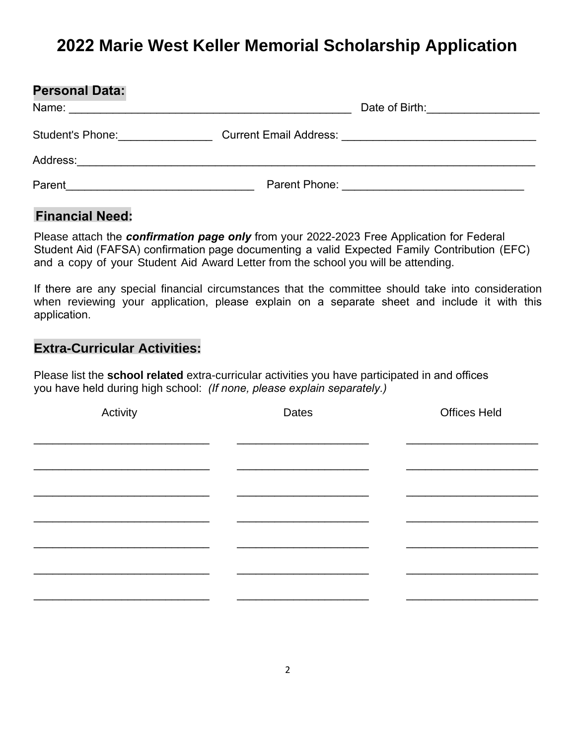# 2022 Marie West Keller Memorial Scholarship Application

## Personal Data:

Name: _______________________________________________ Date of Birth:__________________

Student's Phone:_______________ Current Email Address: _______________________________

Address:__________________________________________________________________________

Parent______________________________ Parent Phone: _____________________________

## Financial Need:

Please attach the ***confirmation page only*** from your 2022-2023 Free Application for Federal Student Aid (FAFSA) confirmation page documenting a valid Expected Family Contribution (EFC) and a copy of your Student Aid Award Letter from the school you will be attending.

If there are any special financial circumstances that the committee should take into consideration when reviewing your application, please explain on a separate sheet and include it with this application.

## Extra-Curricular Activities:

Please list the **school related** extra-curricular activities you have participated in and offices you have held during high school: *(If none, please explain separately.)*

| Activity | Dates | Offices Held |
|---|---|---|
| | | |
| | | |
| | | |
| | | |
| | | |
| | | |
| | | |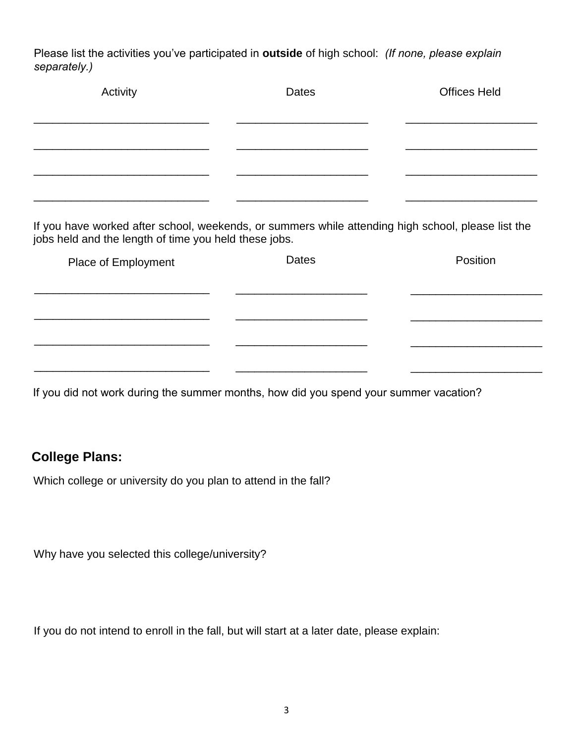Please list the activities you've participated in **outside** of high school: *(If none, please explain separately.)*

| Activity | Dates | Offices Held |
|---|---|---|
| | | |
| | | |
| | | |
| | | |

If you have worked after school, weekends, or summers while attending high school, please list the jobs held and the length of time you held these jobs.

| Place of Employment | Dates | Position |
|---|---|---|
| | | |
| | | |
| | | |
| | | |

If you did not work during the summer months, how did you spend your summer vacation?

## College Plans:

Which college or university do you plan to attend in the fall?

Why have you selected this college/university?

If you do not intend to enroll in the fall, but will start at a later date, please explain: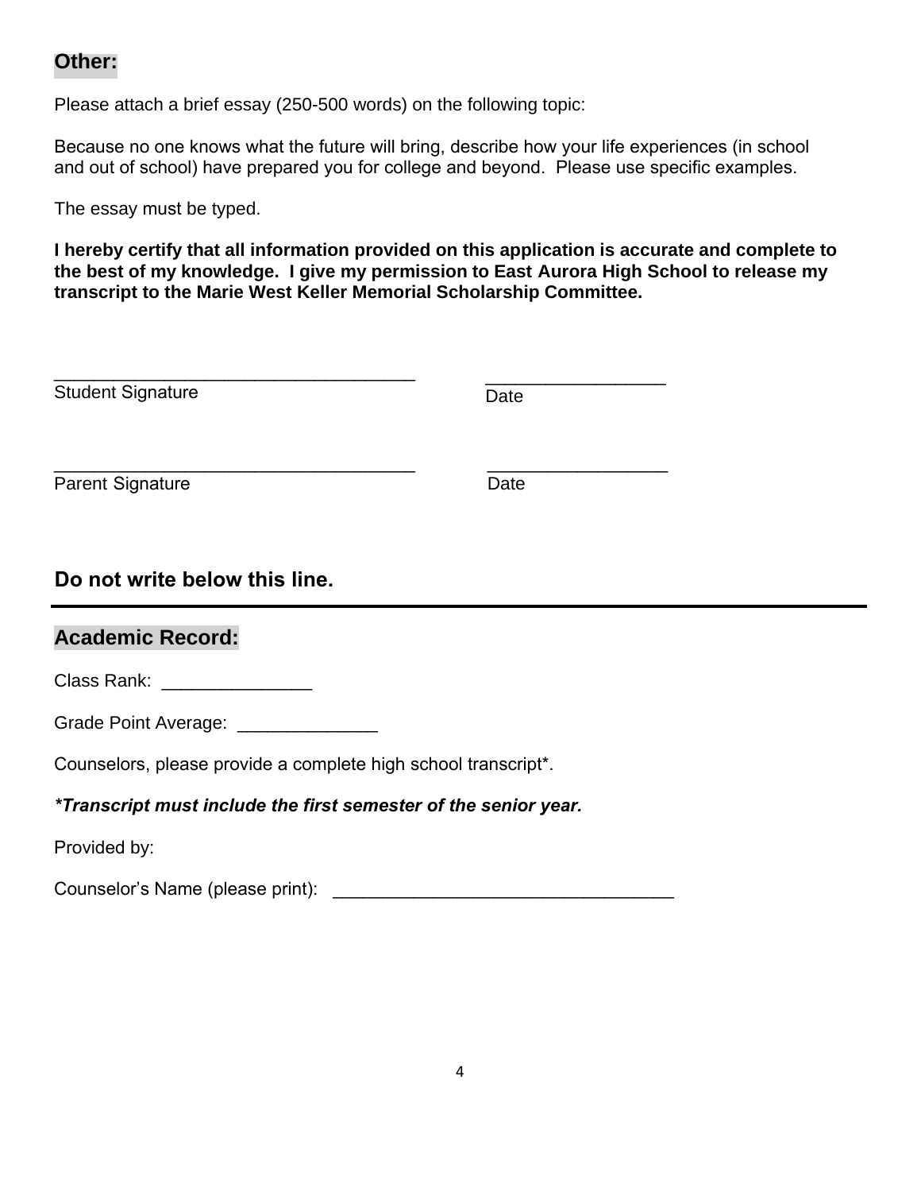## Other:

Please attach a brief essay (250-500 words) on the following topic:

Because no one knows what the future will bring, describe how your life experiences (in school and out of school) have prepared you for college and beyond. Please use specific examples.

The essay must be typed.

**I hereby certify that all information provided on this application is accurate and complete to the best of my knowledge. I give my permission to East Aurora High School to release my transcript to the Marie West Keller Memorial Scholarship Committee.**

____________________________________ ______________________
Student Signature Date

____________________________________ ______________________
Parent Signature Date

### Do not write below this line.

---

## Academic Record:

Class Rank: _______________

Grade Point Average: ______________

Counselors, please provide a complete high school transcript*.

***Transcript must include the first semester of the senior year.***

Provided by:

Counselor's Name (please print): __________________________________